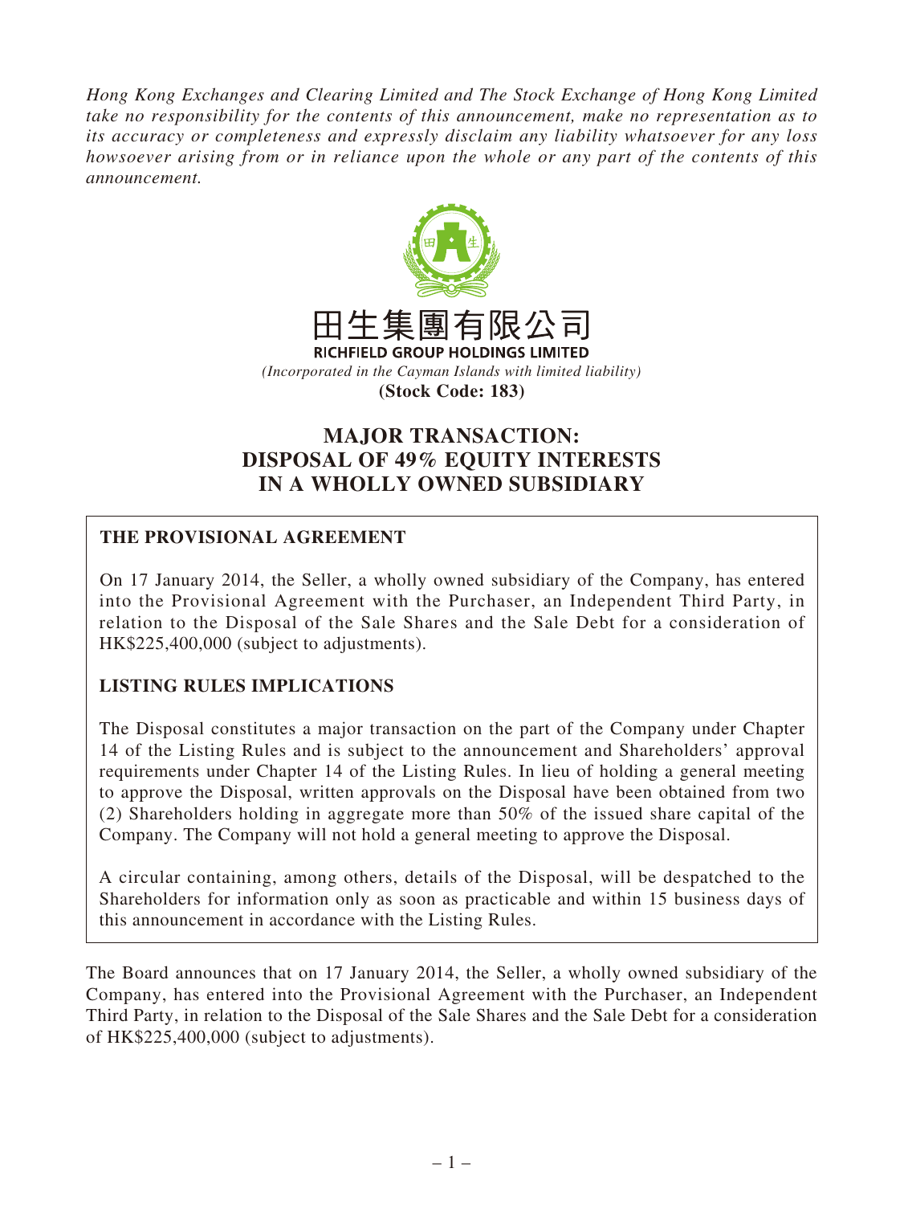*Hong Kong Exchanges and Clearing Limited and The Stock Exchange of Hong Kong Limited take no responsibility for the contents of this announcement, make no representation as to its accuracy or completeness and expressly disclaim any liability whatsoever for any loss howsoever arising from or in reliance upon the whole or any part of the contents of this announcement.*

# 田生集團有限公司
**RICHFIELD GROUP HOLDINGS LIMITED**

*(Incorporated in the Cayman Islands with limited liability)*

**(Stock Code: 183)**

# MAJOR TRANSACTION: DISPOSAL OF 49% EQUITY INTERESTS IN A WHOLLY OWNED SUBSIDIARY

**THE PROVISIONAL AGREEMENT**

On 17 January 2014, the Seller, a wholly owned subsidiary of the Company, has entered into the Provisional Agreement with the Purchaser, an Independent Third Party, in relation to the Disposal of the Sale Shares and the Sale Debt for a consideration of HK$225,400,000 (subject to adjustments).

**LISTING RULES IMPLICATIONS**

The Disposal constitutes a major transaction on the part of the Company under Chapter 14 of the Listing Rules and is subject to the announcement and Shareholders' approval requirements under Chapter 14 of the Listing Rules. In lieu of holding a general meeting to approve the Disposal, written approvals on the Disposal have been obtained from two (2) Shareholders holding in aggregate more than 50% of the issued share capital of the Company. The Company will not hold a general meeting to approve the Disposal.

A circular containing, among others, details of the Disposal, will be despatched to the Shareholders for information only as soon as practicable and within 15 business days of this announcement in accordance with the Listing Rules.

The Board announces that on 17 January 2014, the Seller, a wholly owned subsidiary of the Company, has entered into the Provisional Agreement with the Purchaser, an Independent Third Party, in relation to the Disposal of the Sale Shares and the Sale Debt for a consideration of HK$225,400,000 (subject to adjustments).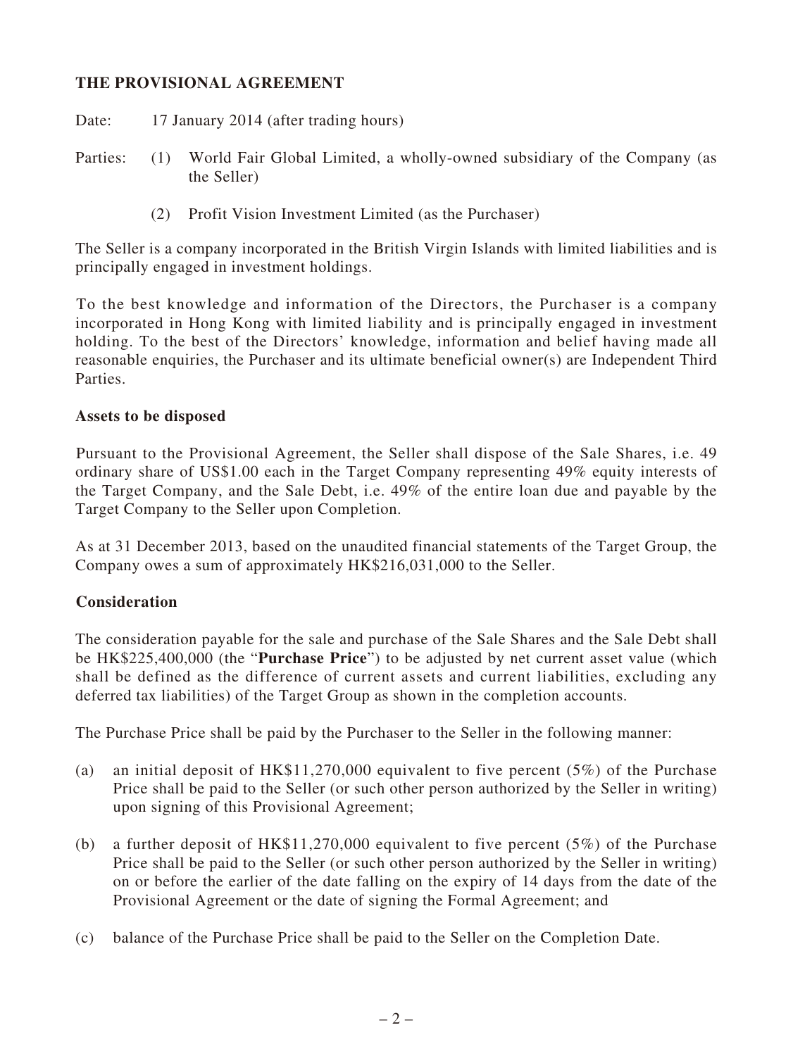## THE PROVISIONAL AGREEMENT

Date: 17 January 2014 (after trading hours)

Parties: (1) World Fair Global Limited, a wholly-owned subsidiary of the Company (as the Seller)

(2) Profit Vision Investment Limited (as the Purchaser)

The Seller is a company incorporated in the British Virgin Islands with limited liabilities and is principally engaged in investment holdings.

To the best knowledge and information of the Directors, the Purchaser is a company incorporated in Hong Kong with limited liability and is principally engaged in investment holding. To the best of the Directors' knowledge, information and belief having made all reasonable enquiries, the Purchaser and its ultimate beneficial owner(s) are Independent Third Parties.

### Assets to be disposed

Pursuant to the Provisional Agreement, the Seller shall dispose of the Sale Shares, i.e. 49 ordinary share of US$1.00 each in the Target Company representing 49% equity interests of the Target Company, and the Sale Debt, i.e. 49% of the entire loan due and payable by the Target Company to the Seller upon Completion.

As at 31 December 2013, based on the unaudited financial statements of the Target Group, the Company owes a sum of approximately HK$216,031,000 to the Seller.

### Consideration

The consideration payable for the sale and purchase of the Sale Shares and the Sale Debt shall be HK$225,400,000 (the "**Purchase Price**") to be adjusted by net current asset value (which shall be defined as the difference of current assets and current liabilities, excluding any deferred tax liabilities) of the Target Group as shown in the completion accounts.

The Purchase Price shall be paid by the Purchaser to the Seller in the following manner:

(a) an initial deposit of HK$11,270,000 equivalent to five percent (5%) of the Purchase Price shall be paid to the Seller (or such other person authorized by the Seller in writing) upon signing of this Provisional Agreement;

(b) a further deposit of HK$11,270,000 equivalent to five percent (5%) of the Purchase Price shall be paid to the Seller (or such other person authorized by the Seller in writing) on or before the earlier of the date falling on the expiry of 14 days from the date of the Provisional Agreement or the date of signing the Formal Agreement; and

(c) balance of the Purchase Price shall be paid to the Seller on the Completion Date.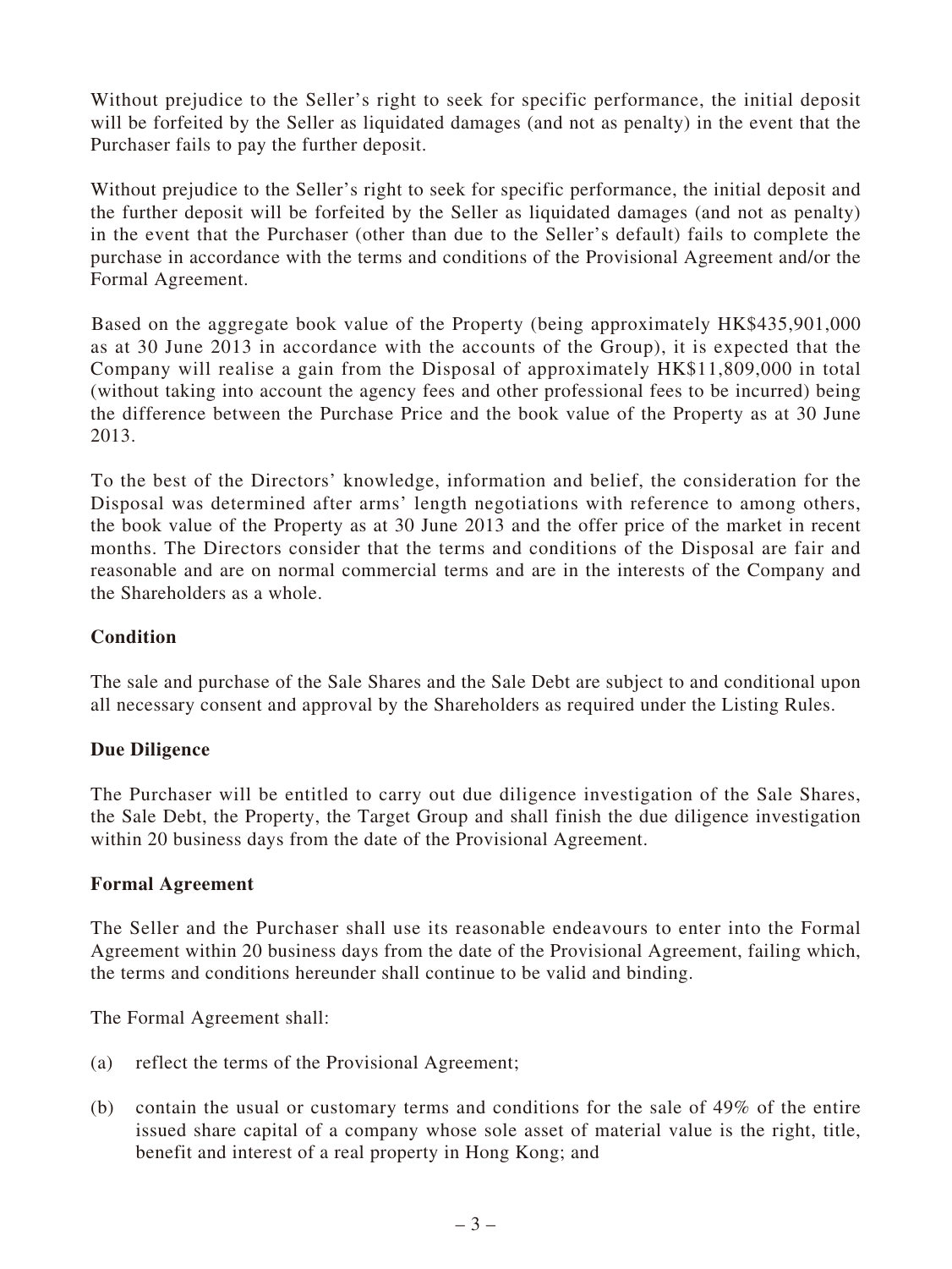Without prejudice to the Seller's right to seek for specific performance, the initial deposit will be forfeited by the Seller as liquidated damages (and not as penalty) in the event that the Purchaser fails to pay the further deposit.

Without prejudice to the Seller's right to seek for specific performance, the initial deposit and the further deposit will be forfeited by the Seller as liquidated damages (and not as penalty) in the event that the Purchaser (other than due to the Seller's default) fails to complete the purchase in accordance with the terms and conditions of the Provisional Agreement and/or the Formal Agreement.

Based on the aggregate book value of the Property (being approximately HK$435,901,000 as at 30 June 2013 in accordance with the accounts of the Group), it is expected that the Company will realise a gain from the Disposal of approximately HK$11,809,000 in total (without taking into account the agency fees and other professional fees to be incurred) being the difference between the Purchase Price and the book value of the Property as at 30 June 2013.

To the best of the Directors' knowledge, information and belief, the consideration for the Disposal was determined after arms' length negotiations with reference to among others, the book value of the Property as at 30 June 2013 and the offer price of the market in recent months. The Directors consider that the terms and conditions of the Disposal are fair and reasonable and are on normal commercial terms and are in the interests of the Company and the Shareholders as a whole.

**Condition**

The sale and purchase of the Sale Shares and the Sale Debt are subject to and conditional upon all necessary consent and approval by the Shareholders as required under the Listing Rules.

**Due Diligence**

The Purchaser will be entitled to carry out due diligence investigation of the Sale Shares, the Sale Debt, the Property, the Target Group and shall finish the due diligence investigation within 20 business days from the date of the Provisional Agreement.

**Formal Agreement**

The Seller and the Purchaser shall use its reasonable endeavours to enter into the Formal Agreement within 20 business days from the date of the Provisional Agreement, failing which, the terms and conditions hereunder shall continue to be valid and binding.

The Formal Agreement shall:

(a) reflect the terms of the Provisional Agreement;

(b) contain the usual or customary terms and conditions for the sale of 49% of the entire issued share capital of a company whose sole asset of material value is the right, title, benefit and interest of a real property in Hong Kong; and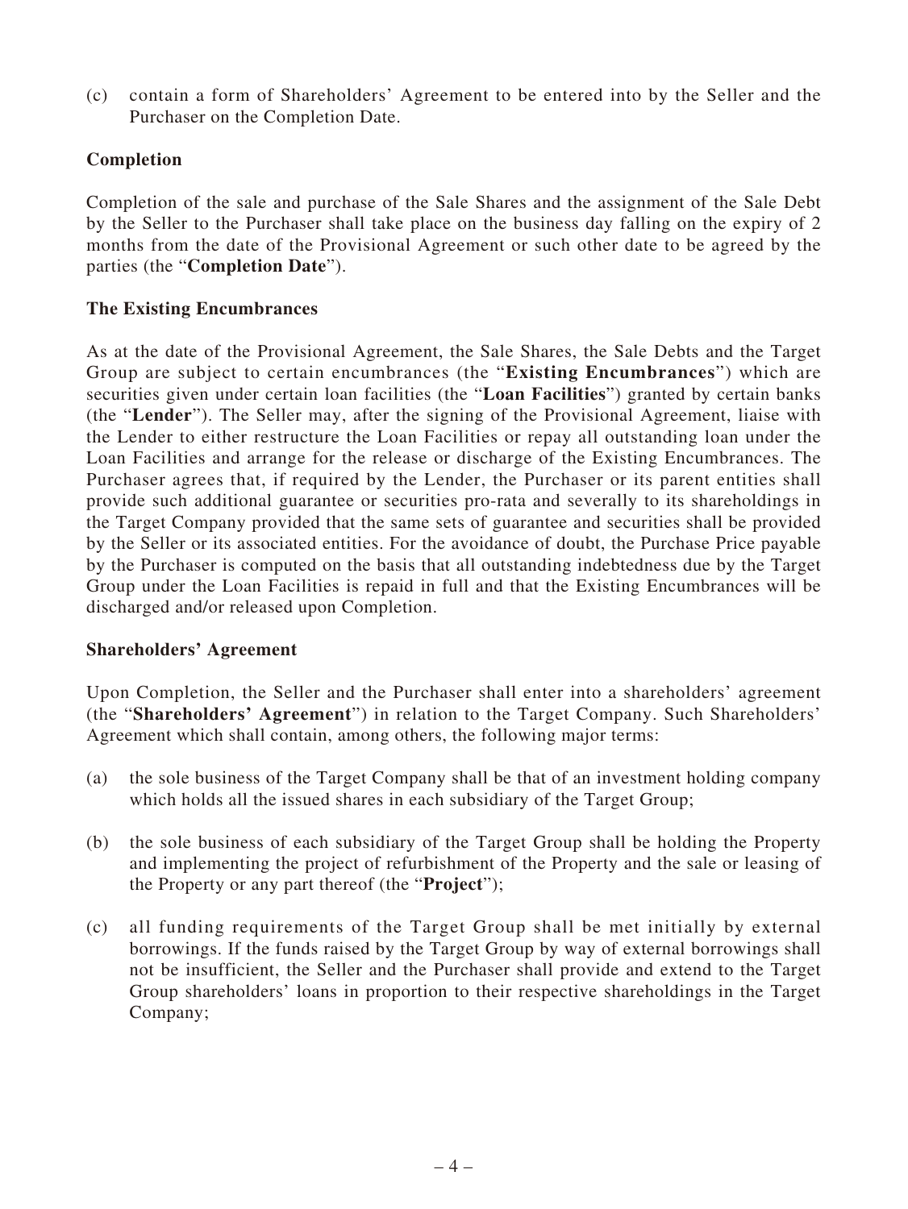(c) contain a form of Shareholders' Agreement to be entered into by the Seller and the Purchaser on the Completion Date.

### Completion

Completion of the sale and purchase of the Sale Shares and the assignment of the Sale Debt by the Seller to the Purchaser shall take place on the business day falling on the expiry of 2 months from the date of the Provisional Agreement or such other date to be agreed by the parties (the "**Completion Date**").

### The Existing Encumbrances

As at the date of the Provisional Agreement, the Sale Shares, the Sale Debts and the Target Group are subject to certain encumbrances (the "**Existing Encumbrances**") which are securities given under certain loan facilities (the "**Loan Facilities**") granted by certain banks (the "**Lender**"). The Seller may, after the signing of the Provisional Agreement, liaise with the Lender to either restructure the Loan Facilities or repay all outstanding loan under the Loan Facilities and arrange for the release or discharge of the Existing Encumbrances. The Purchaser agrees that, if required by the Lender, the Purchaser or its parent entities shall provide such additional guarantee or securities pro-rata and severally to its shareholdings in the Target Company provided that the same sets of guarantee and securities shall be provided by the Seller or its associated entities. For the avoidance of doubt, the Purchase Price payable by the Purchaser is computed on the basis that all outstanding indebtedness due by the Target Group under the Loan Facilities is repaid in full and that the Existing Encumbrances will be discharged and/or released upon Completion.

### Shareholders' Agreement

Upon Completion, the Seller and the Purchaser shall enter into a shareholders' agreement (the "**Shareholders' Agreement**") in relation to the Target Company. Such Shareholders' Agreement which shall contain, among others, the following major terms:

(a) the sole business of the Target Company shall be that of an investment holding company which holds all the issued shares in each subsidiary of the Target Group;

(b) the sole business of each subsidiary of the Target Group shall be holding the Property and implementing the project of refurbishment of the Property and the sale or leasing of the Property or any part thereof (the "**Project**");

(c) all funding requirements of the Target Group shall be met initially by external borrowings. If the funds raised by the Target Group by way of external borrowings shall not be insufficient, the Seller and the Purchaser shall provide and extend to the Target Group shareholders' loans in proportion to their respective shareholdings in the Target Company;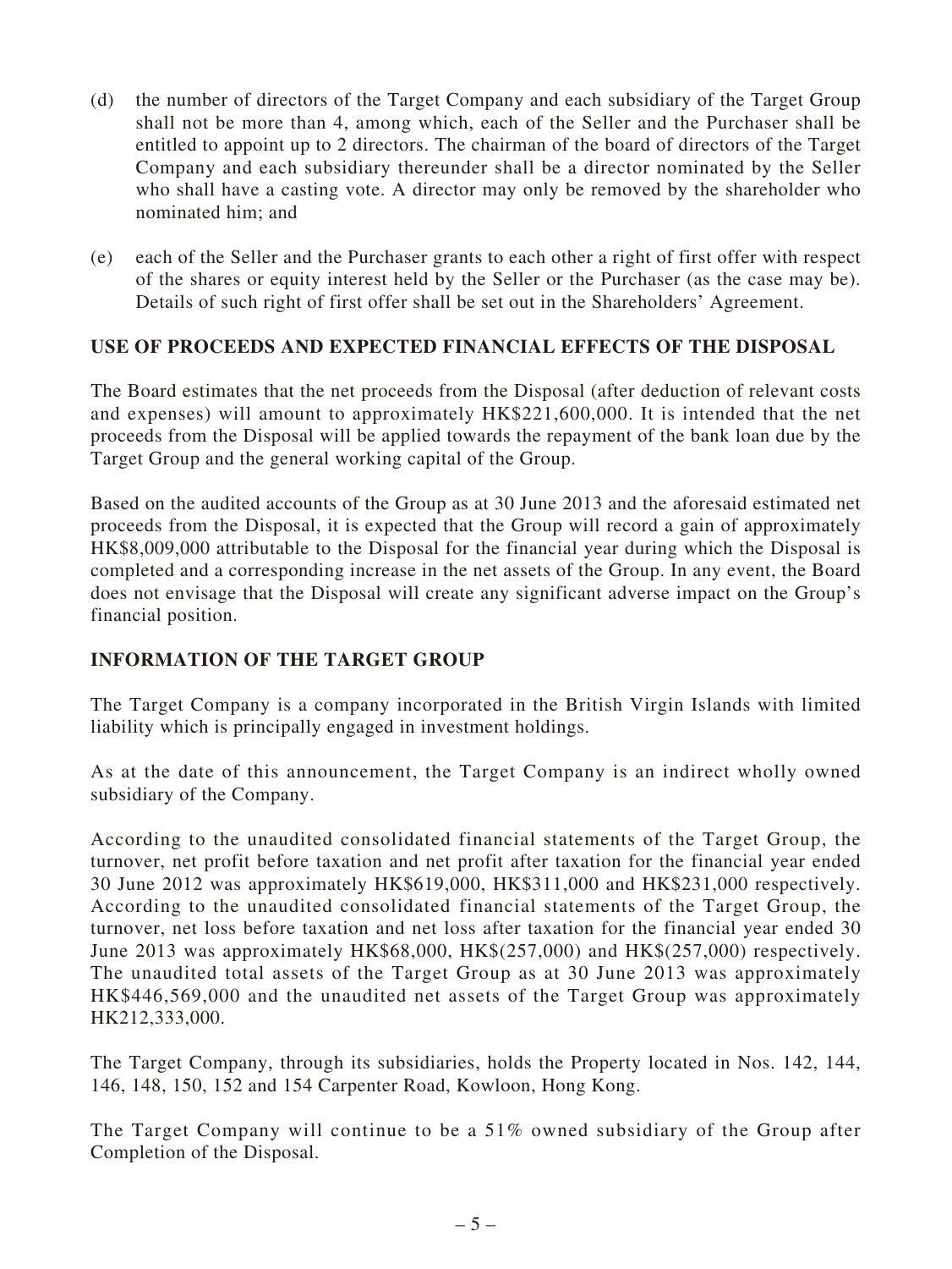(d) the number of directors of the Target Company and each subsidiary of the Target Group shall not be more than 4, among which, each of the Seller and the Purchaser shall be entitled to appoint up to 2 directors. The chairman of the board of directors of the Target Company and each subsidiary thereunder shall be a director nominated by the Seller who shall have a casting vote. A director may only be removed by the shareholder who nominated him; and

(e) each of the Seller and the Purchaser grants to each other a right of first offer with respect of the shares or equity interest held by the Seller or the Purchaser (as the case may be). Details of such right of first offer shall be set out in the Shareholders' Agreement.

## USE OF PROCEEDS AND EXPECTED FINANCIAL EFFECTS OF THE DISPOSAL

The Board estimates that the net proceeds from the Disposal (after deduction of relevant costs and expenses) will amount to approximately HK$221,600,000. It is intended that the net proceeds from the Disposal will be applied towards the repayment of the bank loan due by the Target Group and the general working capital of the Group.

Based on the audited accounts of the Group as at 30 June 2013 and the aforesaid estimated net proceeds from the Disposal, it is expected that the Group will record a gain of approximately HK$8,009,000 attributable to the Disposal for the financial year during which the Disposal is completed and a corresponding increase in the net assets of the Group. In any event, the Board does not envisage that the Disposal will create any significant adverse impact on the Group's financial position.

## INFORMATION OF THE TARGET GROUP

The Target Company is a company incorporated in the British Virgin Islands with limited liability which is principally engaged in investment holdings.

As at the date of this announcement, the Target Company is an indirect wholly owned subsidiary of the Company.

According to the unaudited consolidated financial statements of the Target Group, the turnover, net profit before taxation and net profit after taxation for the financial year ended 30 June 2012 was approximately HK$619,000, HK$311,000 and HK$231,000 respectively. According to the unaudited consolidated financial statements of the Target Group, the turnover, net loss before taxation and net loss after taxation for the financial year ended 30 June 2013 was approximately HK$68,000, HK$(257,000) and HK$(257,000) respectively. The unaudited total assets of the Target Group as at 30 June 2013 was approximately HK$446,569,000 and the unaudited net assets of the Target Group was approximately HK212,333,000.

The Target Company, through its subsidiaries, holds the Property located in Nos. 142, 144, 146, 148, 150, 152 and 154 Carpenter Road, Kowloon, Hong Kong.

The Target Company will continue to be a 51% owned subsidiary of the Group after Completion of the Disposal.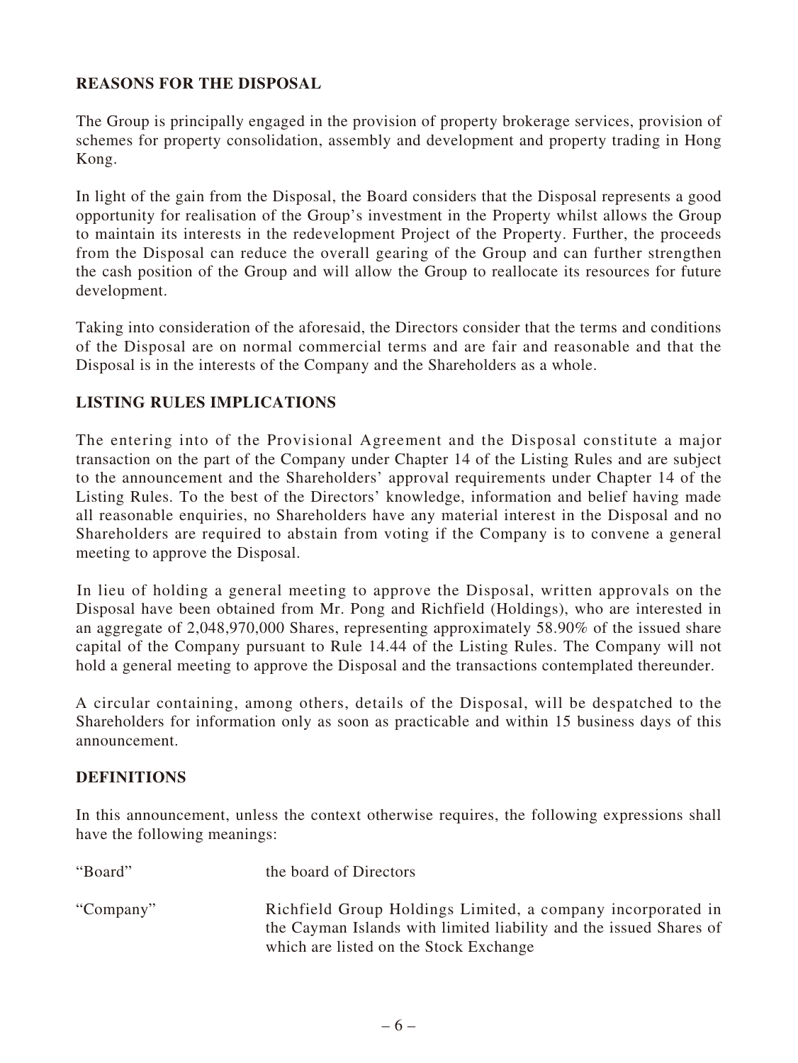## REASONS FOR THE DISPOSAL

The Group is principally engaged in the provision of property brokerage services, provision of schemes for property consolidation, assembly and development and property trading in Hong Kong.

In light of the gain from the Disposal, the Board considers that the Disposal represents a good opportunity for realisation of the Group's investment in the Property whilst allows the Group to maintain its interests in the redevelopment Project of the Property. Further, the proceeds from the Disposal can reduce the overall gearing of the Group and can further strengthen the cash position of the Group and will allow the Group to reallocate its resources for future development.

Taking into consideration of the aforesaid, the Directors consider that the terms and conditions of the Disposal are on normal commercial terms and are fair and reasonable and that the Disposal is in the interests of the Company and the Shareholders as a whole.

## LISTING RULES IMPLICATIONS

The entering into of the Provisional Agreement and the Disposal constitute a major transaction on the part of the Company under Chapter 14 of the Listing Rules and are subject to the announcement and the Shareholders' approval requirements under Chapter 14 of the Listing Rules. To the best of the Directors' knowledge, information and belief having made all reasonable enquiries, no Shareholders have any material interest in the Disposal and no Shareholders are required to abstain from voting if the Company is to convene a general meeting to approve the Disposal.

In lieu of holding a general meeting to approve the Disposal, written approvals on the Disposal have been obtained from Mr. Pong and Richfield (Holdings), who are interested in an aggregate of 2,048,970,000 Shares, representing approximately 58.90% of the issued share capital of the Company pursuant to Rule 14.44 of the Listing Rules. The Company will not hold a general meeting to approve the Disposal and the transactions contemplated thereunder.

A circular containing, among others, details of the Disposal, will be despatched to the Shareholders for information only as soon as practicable and within 15 business days of this announcement.

## DEFINITIONS

In this announcement, unless the context otherwise requires, the following expressions shall have the following meanings:

| | |
|---|---|
| "Board" | the board of Directors |
| "Company" | Richfield Group Holdings Limited, a company incorporated in the Cayman Islands with limited liability and the issued Shares of which are listed on the Stock Exchange |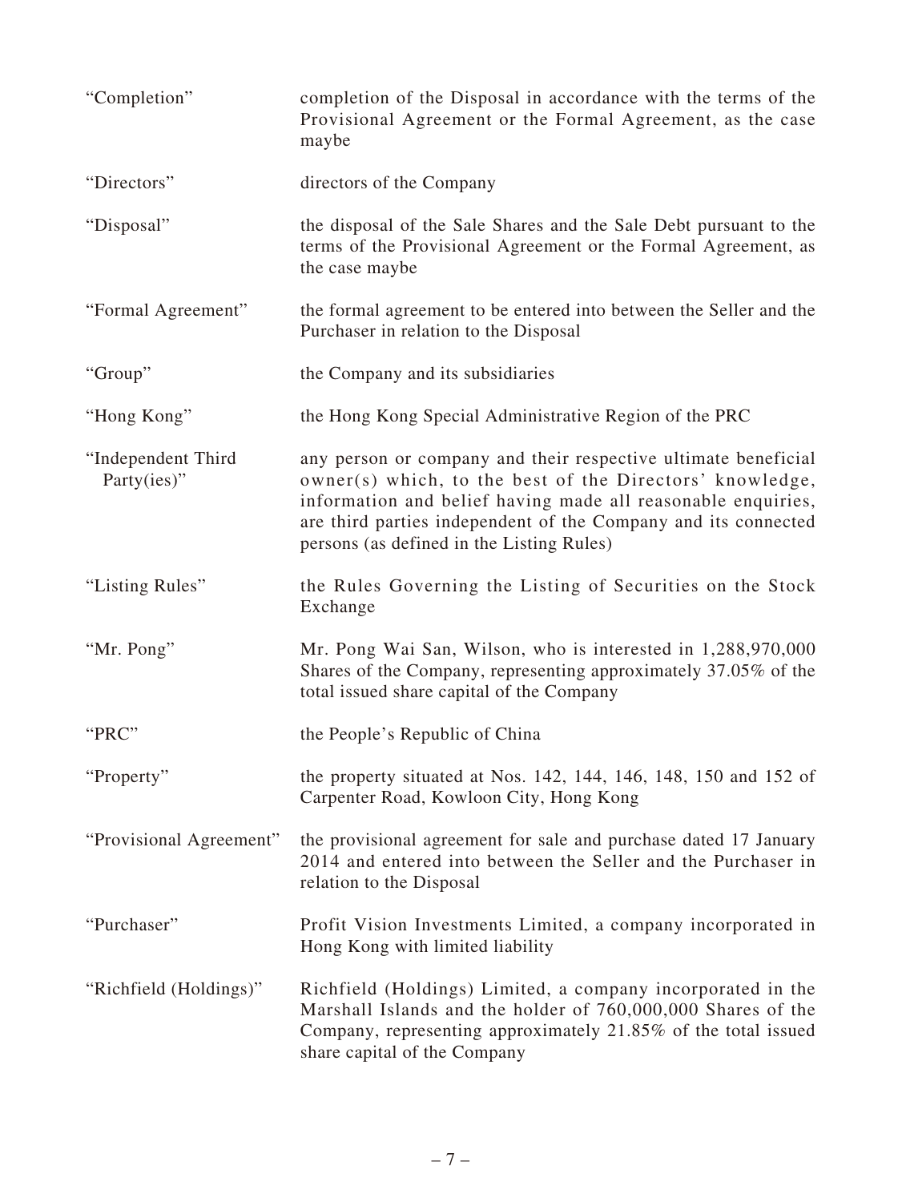| | |
|---|---|
| "Completion" | completion of the Disposal in accordance with the terms of the Provisional Agreement or the Formal Agreement, as the case maybe |
| "Directors" | directors of the Company |
| "Disposal" | the disposal of the Sale Shares and the Sale Debt pursuant to the terms of the Provisional Agreement or the Formal Agreement, as the case maybe |
| "Formal Agreement" | the formal agreement to be entered into between the Seller and the Purchaser in relation to the Disposal |
| "Group" | the Company and its subsidiaries |
| "Hong Kong" | the Hong Kong Special Administrative Region of the PRC |
| "Independent Third Party(ies)" | any person or company and their respective ultimate beneficial owner(s) which, to the best of the Directors' knowledge, information and belief having made all reasonable enquiries, are third parties independent of the Company and its connected persons (as defined in the Listing Rules) |
| "Listing Rules" | the Rules Governing the Listing of Securities on the Stock Exchange |
| "Mr. Pong" | Mr. Pong Wai San, Wilson, who is interested in 1,288,970,000 Shares of the Company, representing approximately 37.05% of the total issued share capital of the Company |
| "PRC" | the People's Republic of China |
| "Property" | the property situated at Nos. 142, 144, 146, 148, 150 and 152 of Carpenter Road, Kowloon City, Hong Kong |
| "Provisional Agreement" | the provisional agreement for sale and purchase dated 17 January 2014 and entered into between the Seller and the Purchaser in relation to the Disposal |
| "Purchaser" | Profit Vision Investments Limited, a company incorporated in Hong Kong with limited liability |
| "Richfield (Holdings)" | Richfield (Holdings) Limited, a company incorporated in the Marshall Islands and the holder of 760,000,000 Shares of the Company, representing approximately 21.85% of the total issued share capital of the Company |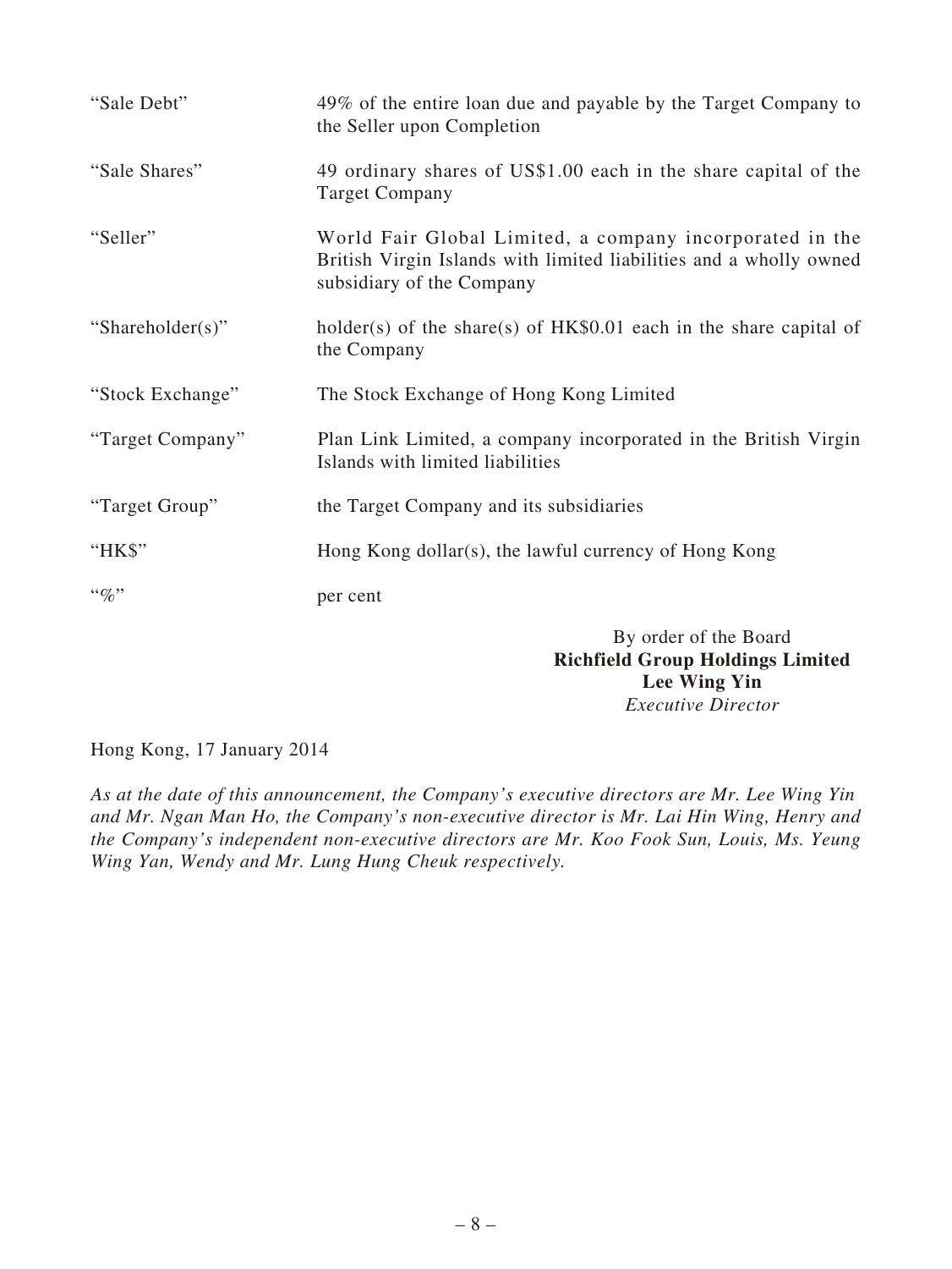| | |
|---|---|
| "Sale Debt" | 49% of the entire loan due and payable by the Target Company to the Seller upon Completion |
| "Sale Shares" | 49 ordinary shares of US$1.00 each in the share capital of the Target Company |
| "Seller" | World Fair Global Limited, a company incorporated in the British Virgin Islands with limited liabilities and a wholly owned subsidiary of the Company |
| "Shareholder(s)" | holder(s) of the share(s) of HK$0.01 each in the share capital of the Company |
| "Stock Exchange" | The Stock Exchange of Hong Kong Limited |
| "Target Company" | Plan Link Limited, a company incorporated in the British Virgin Islands with limited liabilities |
| "Target Group" | the Target Company and its subsidiaries |
| "HK$" | Hong Kong dollar(s), the lawful currency of Hong Kong |
| "%" | per cent |

By order of the Board
**Richfield Group Holdings Limited**
**Lee Wing Yin**
*Executive Director*

Hong Kong, 17 January 2014

*As at the date of this announcement, the Company's executive directors are Mr. Lee Wing Yin and Mr. Ngan Man Ho, the Company's non-executive director is Mr. Lai Hin Wing, Henry and the Company's independent non-executive directors are Mr. Koo Fook Sun, Louis, Ms. Yeung Wing Yan, Wendy and Mr. Lung Hung Cheuk respectively.*